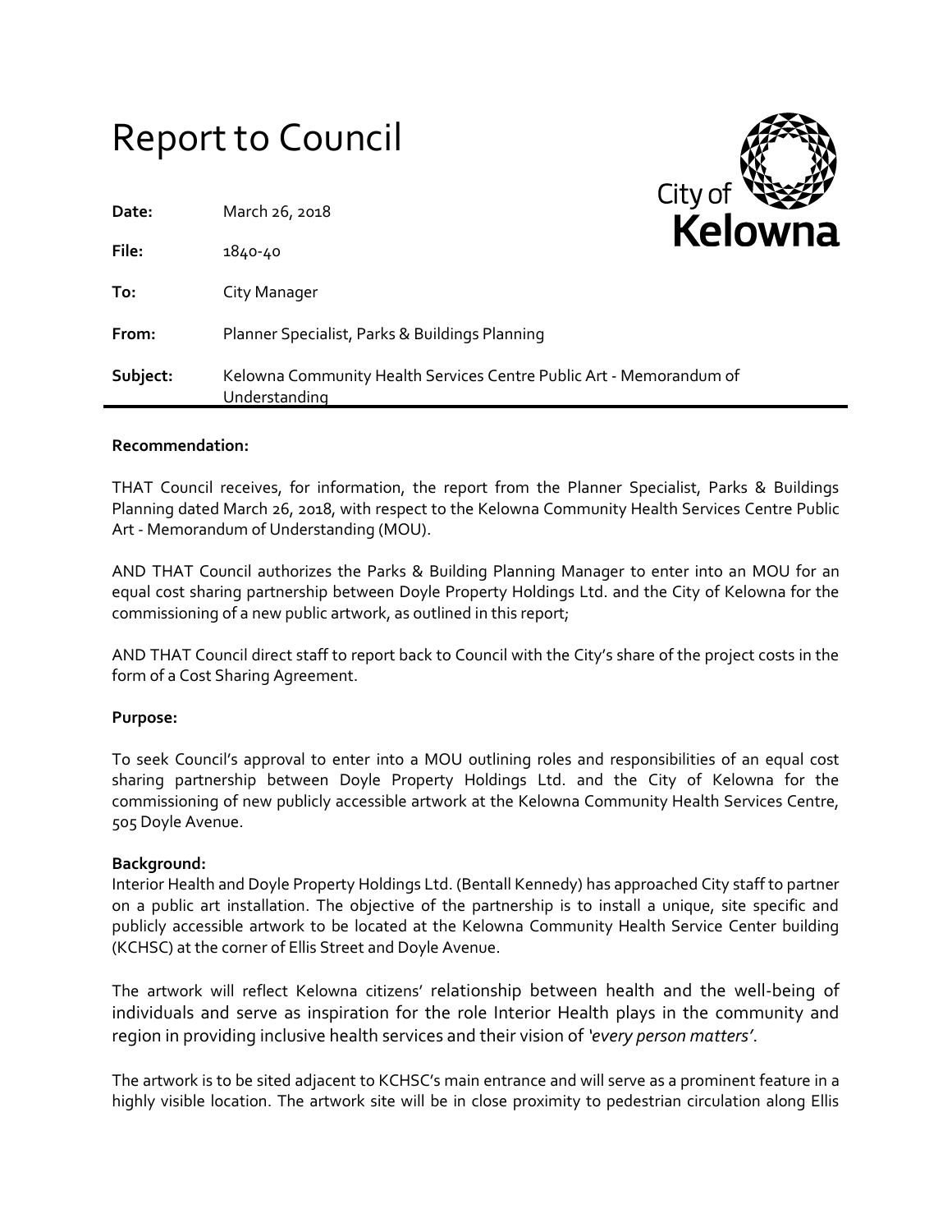# Report to Council

**Date:** March 26, 2018

**File:** 1840-40

**To:** City Manager

**From:** Planner Specialist, Parks & Buildings Planning

**Subject:** Kelowna Community Health Services Centre Public Art - Memorandum of Understanding

---

**Recommendation:**

THAT Council receives, for information, the report from the Planner Specialist, Parks & Buildings Planning dated March 26, 2018, with respect to the Kelowna Community Health Services Centre Public Art - Memorandum of Understanding (MOU).

AND THAT Council authorizes the Parks & Building Planning Manager to enter into an MOU for an equal cost sharing partnership between Doyle Property Holdings Ltd. and the City of Kelowna for the commissioning of a new public artwork, as outlined in this report;

AND THAT Council direct staff to report back to Council with the City's share of the project costs in the form of a Cost Sharing Agreement.

**Purpose:**

To seek Council's approval to enter into a MOU outlining roles and responsibilities of an equal cost sharing partnership between Doyle Property Holdings Ltd. and the City of Kelowna for the commissioning of new publicly accessible artwork at the Kelowna Community Health Services Centre, 505 Doyle Avenue.

**Background:**

Interior Health and Doyle Property Holdings Ltd. (Bentall Kennedy) has approached City staff to partner on a public art installation. The objective of the partnership is to install a unique, site specific and publicly accessible artwork to be located at the Kelowna Community Health Service Center building (KCHSC) at the corner of Ellis Street and Doyle Avenue.

The artwork will reflect Kelowna citizens' relationship between health and the well-being of individuals and serve as inspiration for the role Interior Health plays in the community and region in providing inclusive health services and their vision of *'every person matters'*.

The artwork is to be sited adjacent to KCHSC's main entrance and will serve as a prominent feature in a highly visible location. The artwork site will be in close proximity to pedestrian circulation along Ellis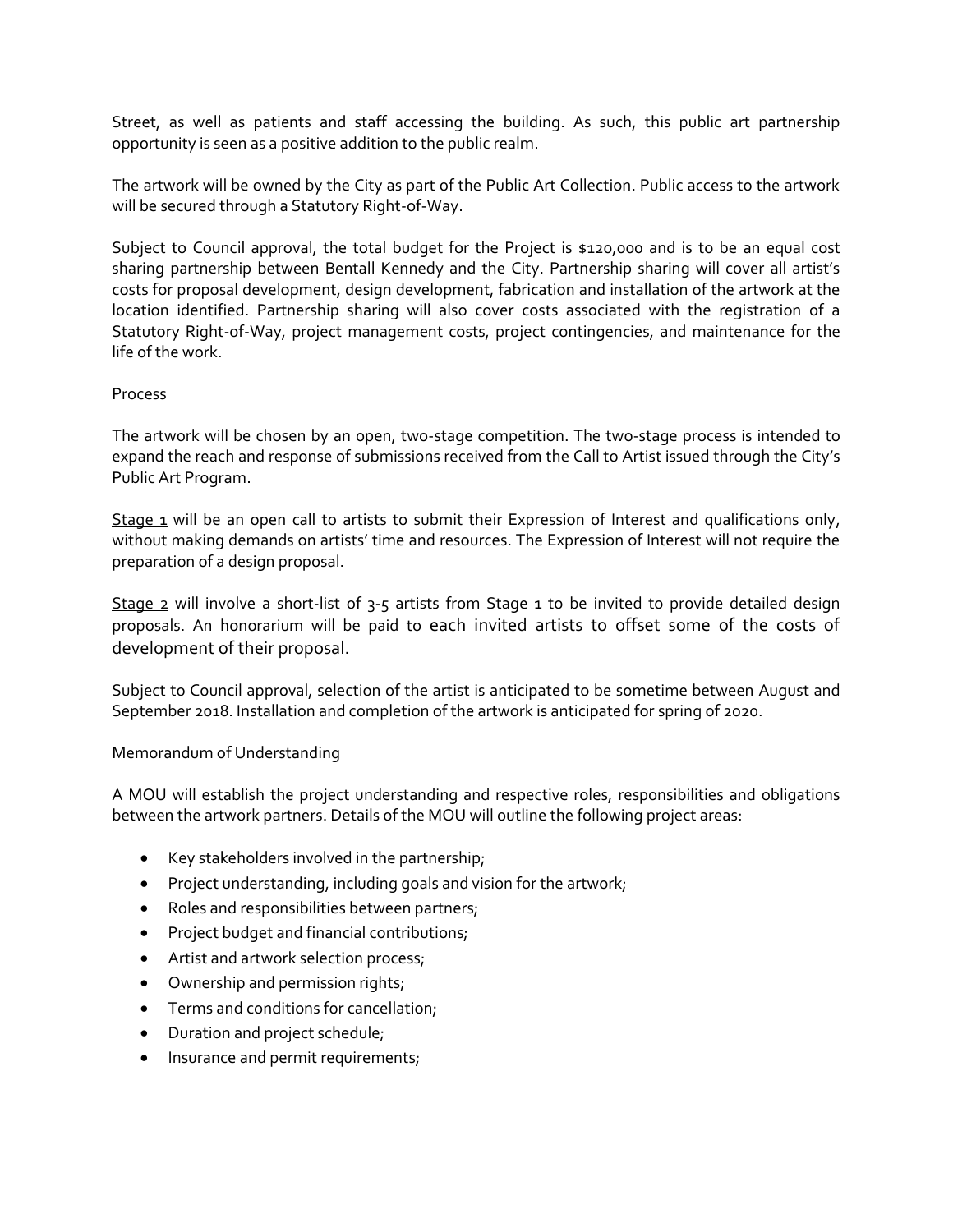Street, as well as patients and staff accessing the building. As such, this public art partnership opportunity is seen as a positive addition to the public realm.

The artwork will be owned by the City as part of the Public Art Collection. Public access to the artwork will be secured through a Statutory Right-of-Way.

Subject to Council approval, the total budget for the Project is $120,000 and is to be an equal cost sharing partnership between Bentall Kennedy and the City. Partnership sharing will cover all artist's costs for proposal development, design development, fabrication and installation of the artwork at the location identified. Partnership sharing will also cover costs associated with the registration of a Statutory Right-of-Way, project management costs, project contingencies, and maintenance for the life of the work.

Process

The artwork will be chosen by an open, two-stage competition. The two-stage process is intended to expand the reach and response of submissions received from the Call to Artist issued through the City's Public Art Program.

Stage 1 will be an open call to artists to submit their Expression of Interest and qualifications only, without making demands on artists' time and resources. The Expression of Interest will not require the preparation of a design proposal.

Stage 2 will involve a short-list of 3-5 artists from Stage 1 to be invited to provide detailed design proposals. An honorarium will be paid to each invited artists to offset some of the costs of development of their proposal.

Subject to Council approval, selection of the artist is anticipated to be sometime between August and September 2018. Installation and completion of the artwork is anticipated for spring of 2020.

Memorandum of Understanding

A MOU will establish the project understanding and respective roles, responsibilities and obligations between the artwork partners. Details of the MOU will outline the following project areas:

- Key stakeholders involved in the partnership;
- Project understanding, including goals and vision for the artwork;
- Roles and responsibilities between partners;
- Project budget and financial contributions;
- Artist and artwork selection process;
- Ownership and permission rights;
- Terms and conditions for cancellation;
- Duration and project schedule;
- Insurance and permit requirements;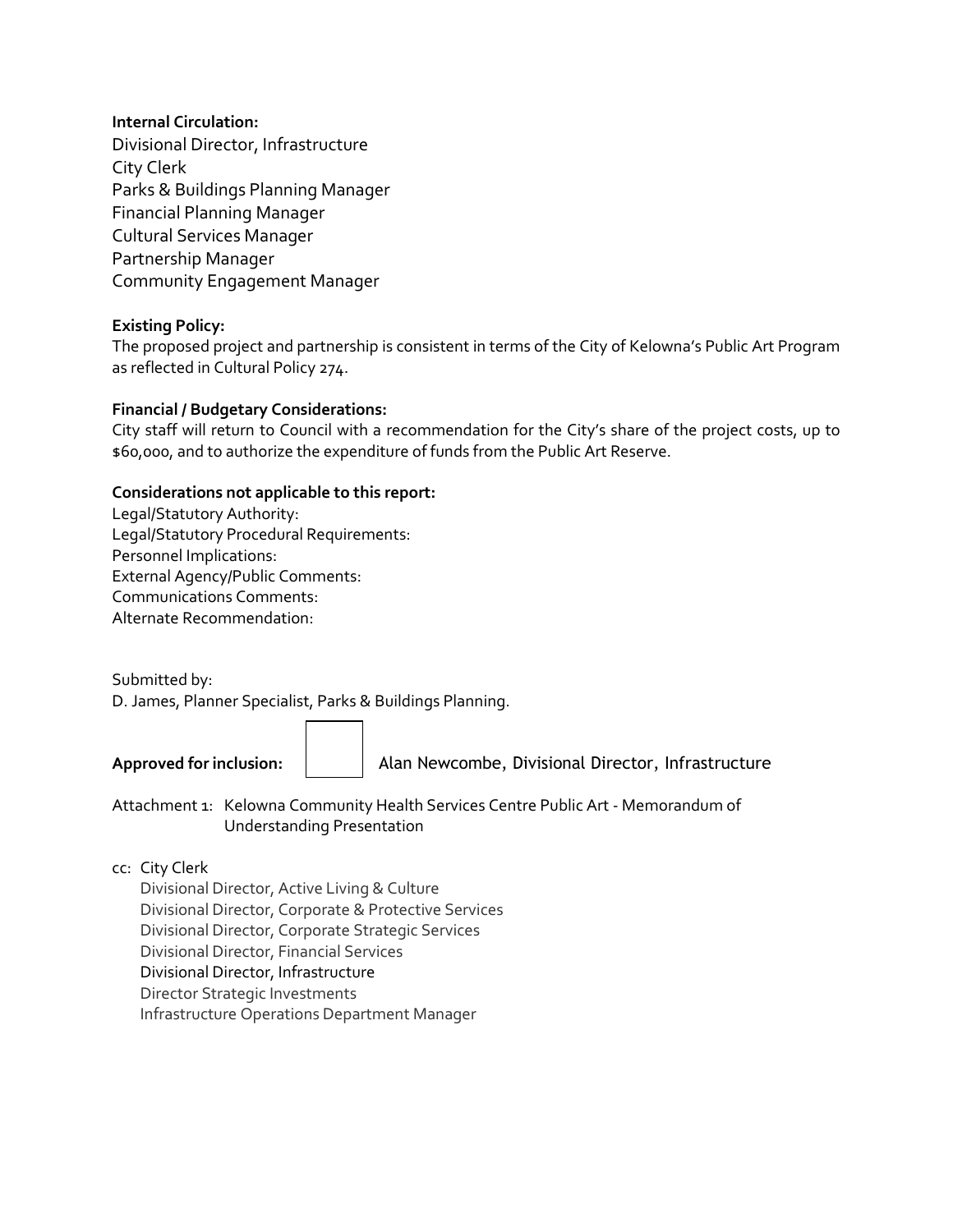**Internal Circulation:**

Divisional Director, Infrastructure
City Clerk
Parks & Buildings Planning Manager
Financial Planning Manager
Cultural Services Manager
Partnership Manager
Community Engagement Manager

**Existing Policy:**

The proposed project and partnership is consistent in terms of the City of Kelowna's Public Art Program as reflected in Cultural Policy 274.

**Financial / Budgetary Considerations:**

City staff will return to Council with a recommendation for the City's share of the project costs, up to $60,000, and to authorize the expenditure of funds from the Public Art Reserve.

**Considerations not applicable to this report:**

Legal/Statutory Authority:
Legal/Statutory Procedural Requirements:
Personnel Implications:
External Agency/Public Comments:
Communications Comments:
Alternate Recommendation:

Submitted by:
D. James, Planner Specialist, Parks & Buildings Planning.

**Approved for inclusion:** Alan Newcombe, Divisional Director, Infrastructure

Attachment 1: Kelowna Community Health Services Centre Public Art - Memorandum of Understanding Presentation

cc: City Clerk
Divisional Director, Active Living & Culture
Divisional Director, Corporate & Protective Services
Divisional Director, Corporate Strategic Services
Divisional Director, Financial Services
Divisional Director, Infrastructure
Director Strategic Investments
Infrastructure Operations Department Manager